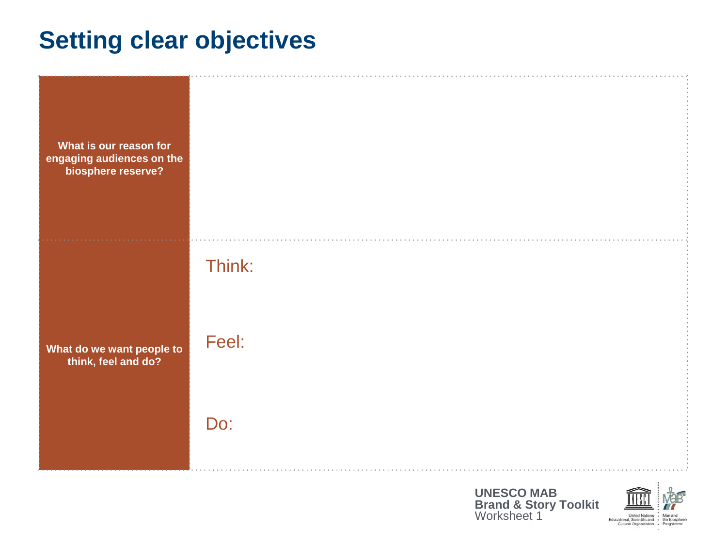# Setting clear objectives

| | |
|---|---|
| **What is our reason for engaging audiences on the biosphere reserve?** | |
| **What do we want people to think, feel and do?** | Think:<br><br>Feel:<br><br>Do: |

**UNESCO MAB**
**Brand & Story Toolkit**
Worksheet 1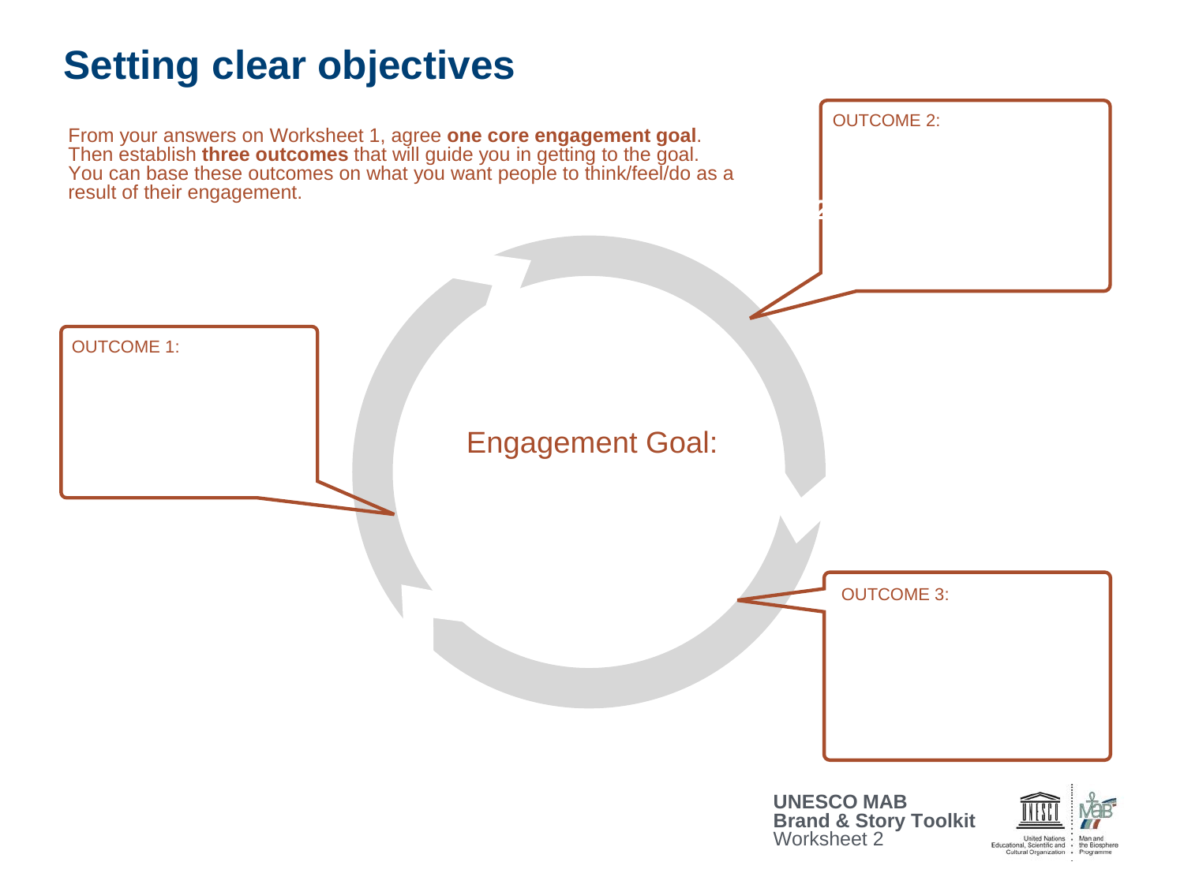# Setting clear objectives

From your answers on Worksheet 1, agree **one core engagement goal**. Then establish **three outcomes** that will guide you in getting to the goal. You can base these outcomes on what you want people to think/feel/do as a result of their engagement.

OUTCOME 1:

OUTCOME 2:

Engagement Goal:

OUTCOME 3:

**UNESCO MAB**
**Brand & Story Toolkit**
Worksheet 2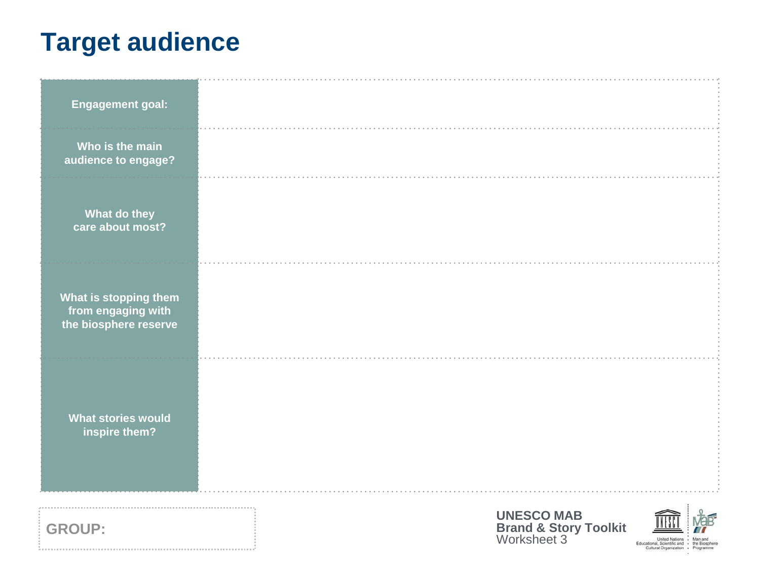# Target audience

| | |
|---|---|
| **Engagement goal:** | |
| **Who is the main audience to engage?** | |
| **What do they care about most?** | |
| **What is stopping them from engaging with the biosphere reserve** | |
| **What stories would inspire them?** | |

**GROUP:**

**UNESCO MAB**
**Brand & Story Toolkit**
Worksheet 3

United Nations Educational, Scientific and Cultural Organization · Man and the Biosphere Programme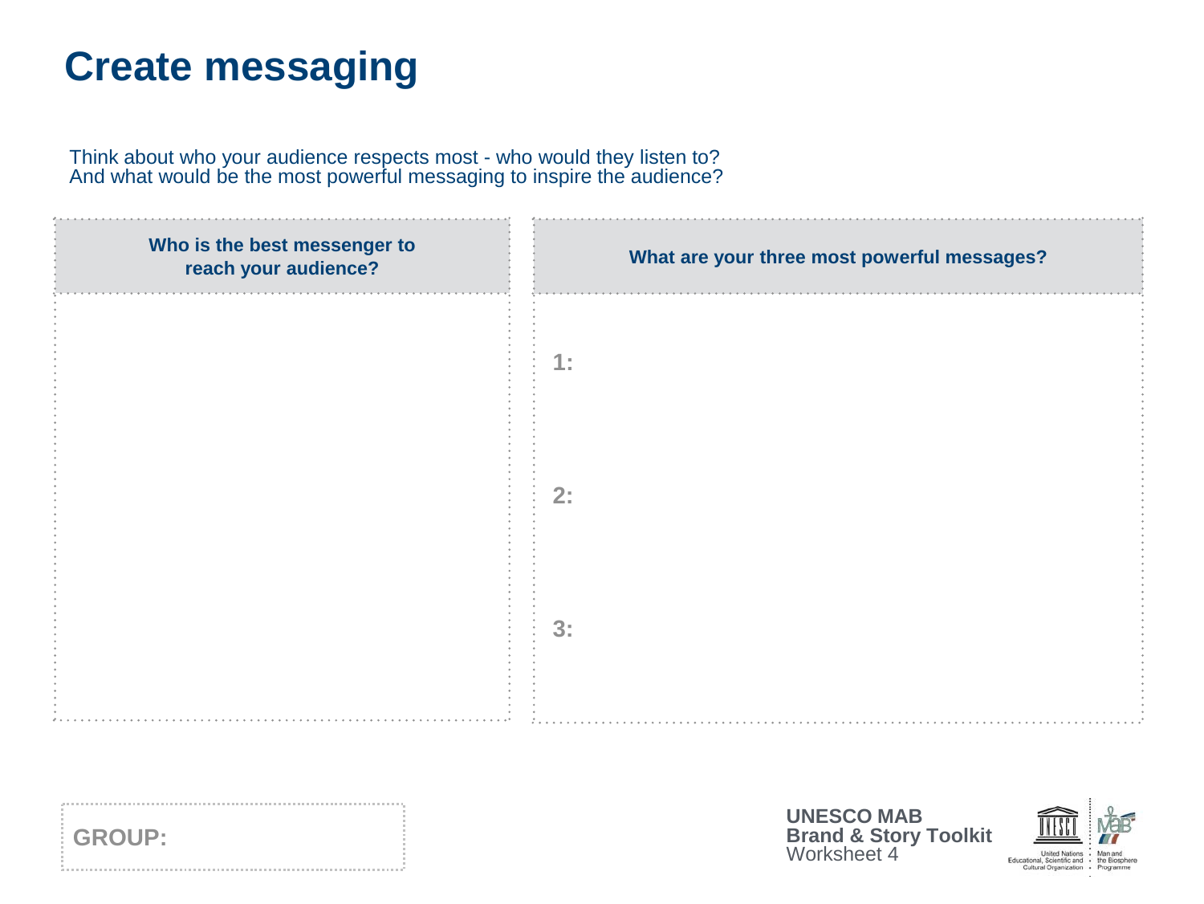# Create messaging

Think about who your audience respects most - who would they listen to?
And what would be the most powerful messaging to inspire the audience?

| Who is the best messenger to reach your audience? | What are your three most powerful messages? |
| --- | --- |
| | 1: |
| | 2: |
| | 3: |

**GROUP:**

**UNESCO MAB**
**Brand & Story Toolkit**
Worksheet 4

United Nations Educational, Scientific and Cultural Organization

Man and the Biosphere Programme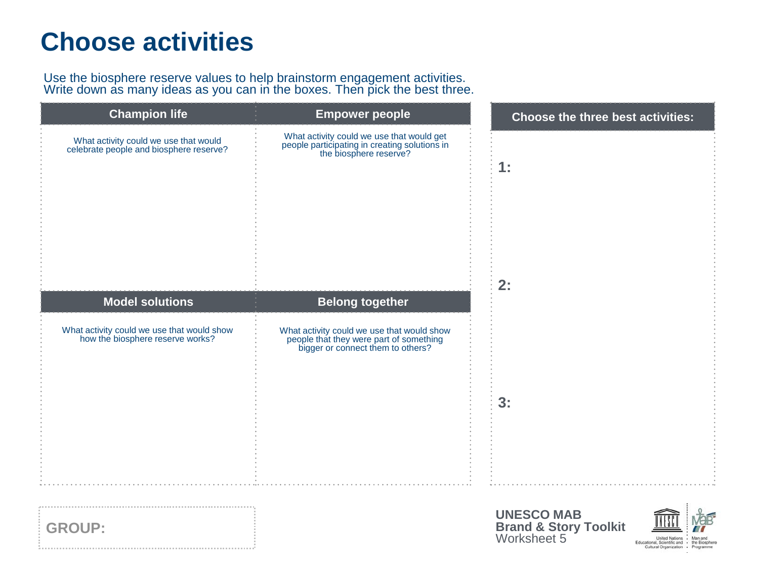# Choose activities

Use the biosphere reserve values to help brainstorm engagement activities.
Write down as many ideas as you can in the boxes. Then pick the best three.

| Champion life | Empower people |
|---|---|
| What activity could we use that would celebrate people and biosphere reserve? | What activity could we use that would get people participating in creating solutions in the biosphere reserve? |

| Model solutions | Belong together |
|---|---|
| What activity could we use that would show how the biosphere reserve works? | What activity could we use that would show people that they were part of something bigger or connect them to others? |

**Choose the three best activities:**

**1:**

**2:**

**3:**

**GROUP:**

**UNESCO MAB**
**Brand & Story Toolkit**
Worksheet 5

United Nations Educational, Scientific and Cultural Organization · Man and the Biosphere Programme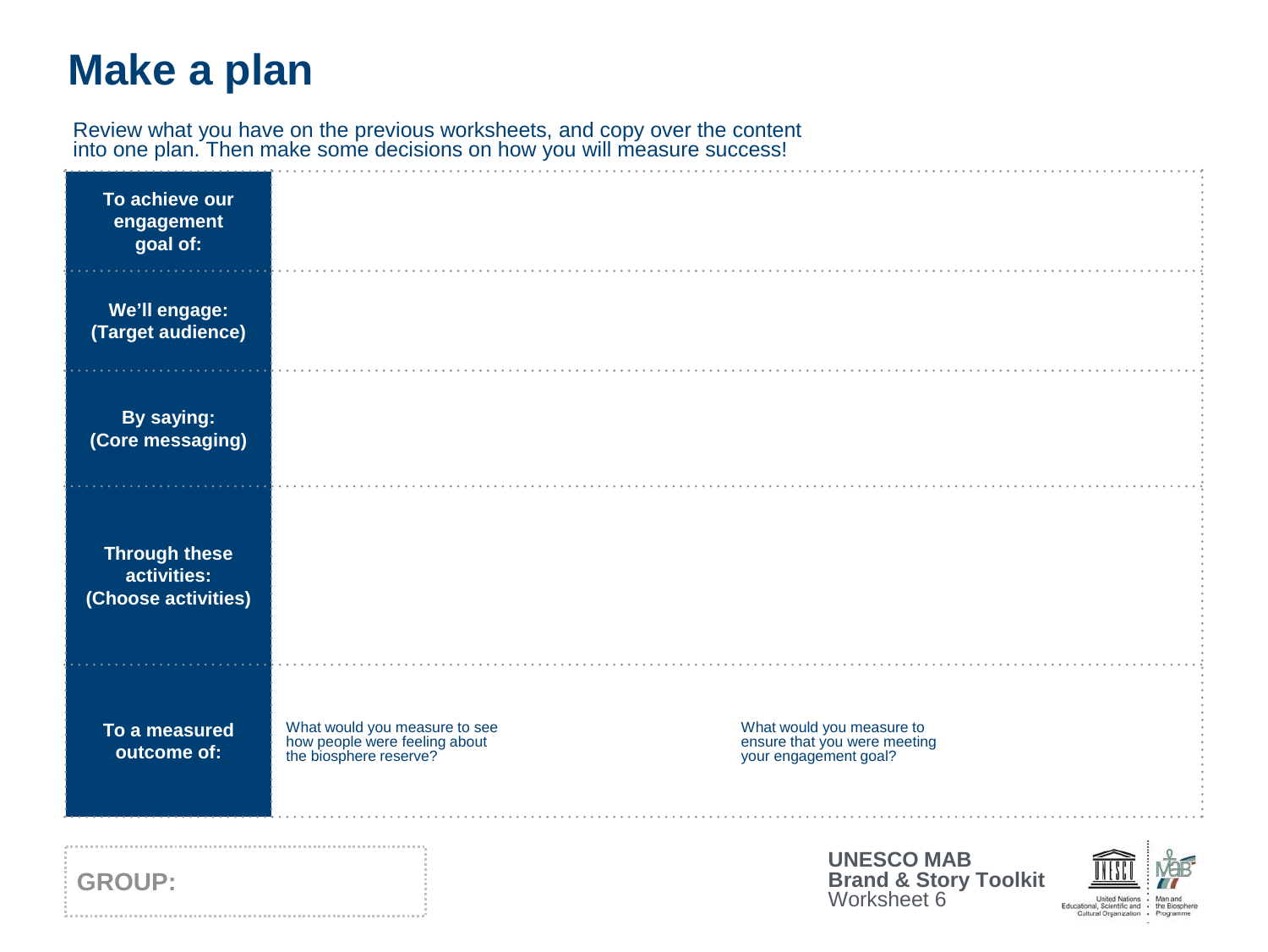# Make a plan

Review what you have on the previous worksheets, and copy over the content into one plan. Then make some decisions on how you will measure success!

| | | |
|---|---|---|
| **To achieve our engagement goal of:** | | |
| **We'll engage: (Target audience)** | | |
| **By saying: (Core messaging)** | | |
| **Through these activities: (Choose activities)** | | |
| **To a measured outcome of:** | What would you measure to see how people were feeling about the biosphere reserve? | What would you measure to ensure that you were meeting your engagement goal? |

**GROUP:**

**UNESCO MAB**
**Brand & Story Toolkit**
Worksheet 6

United Nations Educational, Scientific and Cultural Organization · Man and the Biosphere Programme